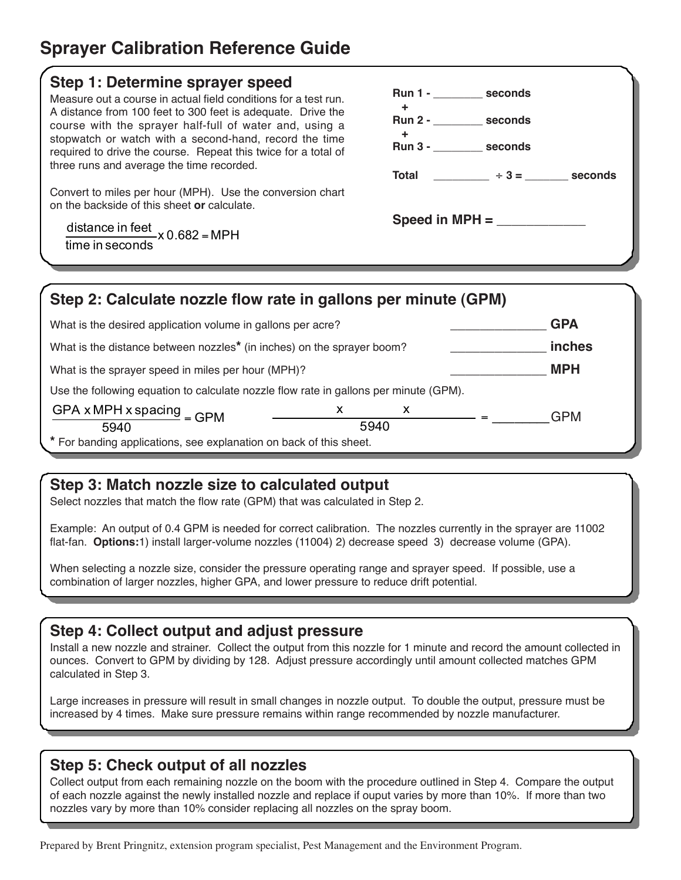# Sprayer Calibration Reference Guide

## Step 1: Determine sprayer speed

Measure out a course in actual field conditions for a test run. A distance from 100 feet to 300 feet is adequate. Drive the course with the sprayer half-full of water and, using a stopwatch or watch with a second-hand, record the time required to drive the course. Repeat this twice for a total of three runs and average the time recorded.

Convert to miles per hour (MPH). Use the conversion chart on the backside of this sheet **or** calculate.

$$\frac{\text{distance in feet}}{\text{time in seconds}} \times 0.682 = \text{MPH}$$

**Run 1 -** ________ **seconds**
**+**
**Run 2 -** ________ **seconds**
**+**
**Run 3 -** ________ **seconds**

**Total** _________ **÷ 3 =** _______ **seconds**

**Speed in MPH =** _____________

## Step 2: Calculate nozzle flow rate in gallons per minute (GPM)

What is the desired application volume in gallons per acre? ______________ **GPA**

What is the distance between nozzles* (in inches) on the sprayer boom? ______________ **inches**

What is the sprayer speed in miles per hour (MPH)? ______________ **MPH**

Use the following equation to calculate nozzle flow rate in gallons per minute (GPM).

$$\frac{\text{GPA} \times \text{MPH} \times \text{spacing}}{5940} = \text{GPM} \qquad \frac{\quad \times \quad \times \quad}{5940} = \_\_\_\_\_\_\_\_ \text{GPM}$$

* For banding applications, see explanation on back of this sheet.

## Step 3: Match nozzle size to calculated output

Select nozzles that match the flow rate (GPM) that was calculated in Step 2.

Example: An output of 0.4 GPM is needed for correct calibration. The nozzles currently in the sprayer are 11002 flat-fan. **Options:** 1) install larger-volume nozzles (11004) 2) decrease speed 3) decrease volume (GPA).

When selecting a nozzle size, consider the pressure operating range and sprayer speed. If possible, use a combination of larger nozzles, higher GPA, and lower pressure to reduce drift potential.

## Step 4: Collect output and adjust pressure

Install a new nozzle and strainer. Collect the output from this nozzle for 1 minute and record the amount collected in ounces. Convert to GPM by dividing by 128. Adjust pressure accordingly until amount collected matches GPM calculated in Step 3.

Large increases in pressure will result in small changes in nozzle output. To double the output, pressure must be increased by 4 times. Make sure pressure remains within range recommended by nozzle manufacturer.

## Step 5: Check output of all nozzles

Collect output from each remaining nozzle on the boom with the procedure outlined in Step 4. Compare the output of each nozzle against the newly installed nozzle and replace if ouput varies by more than 10%. If more than two nozzles vary by more than 10% consider replacing all nozzles on the spray boom.

Prepared by Brent Pringnitz, extension program specialist, Pest Management and the Environment Program.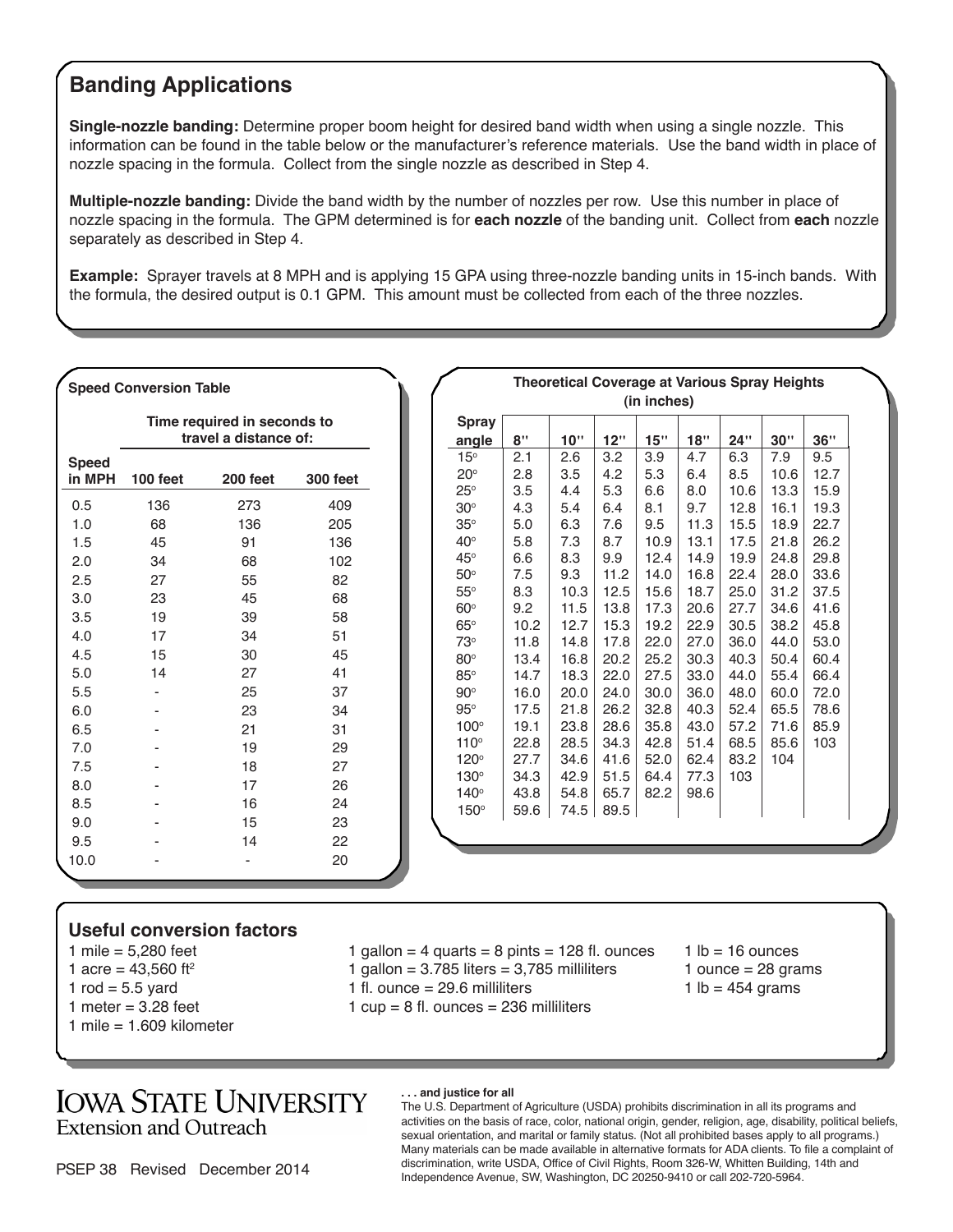## Banding Applications

**Single-nozzle banding:** Determine proper boom height for desired band width when using a single nozzle. This information can be found in the table below or the manufacturer's reference materials. Use the band width in place of nozzle spacing in the formula. Collect from the single nozzle as described in Step 4.

**Multiple-nozzle banding:** Divide the band width by the number of nozzles per row. Use this number in place of nozzle spacing in the formula. The GPM determined is for **each nozzle** of the banding unit. Collect from **each** nozzle separately as described in Step 4.

**Example:** Sprayer travels at 8 MPH and is applying 15 GPA using three-nozzle banding units in 15-inch bands. With the formula, the desired output is 0.1 GPM. This amount must be collected from each of the three nozzles.

### Speed Conversion Table

| Speed in MPH | Time required in seconds to travel a distance of: | | |
|---|---|---|---|
| | 100 feet | 200 feet | 300 feet |
| 0.5 | 136 | 273 | 409 |
| 1.0 | 68 | 136 | 205 |
| 1.5 | 45 | 91 | 136 |
| 2.0 | 34 | 68 | 102 |
| 2.5 | 27 | 55 | 82 |
| 3.0 | 23 | 45 | 68 |
| 3.5 | 19 | 39 | 58 |
| 4.0 | 17 | 34 | 51 |
| 4.5 | 15 | 30 | 45 |
| 5.0 | 14 | 27 | 41 |
| 5.5 | - | 25 | 37 |
| 6.0 | - | 23 | 34 |
| 6.5 | - | 21 | 31 |
| 7.0 | - | 19 | 29 |
| 7.5 | - | 18 | 27 |
| 8.0 | - | 17 | 26 |
| 8.5 | - | 16 | 24 |
| 9.0 | - | 15 | 23 |
| 9.5 | - | 14 | 22 |
| 10.0 | - | - | 20 |

### Theoretical Coverage at Various Spray Heights (in inches)

| Spray angle | 8" | 10" | 12" | 15" | 18" | 24" | 30" | 36" |
|---|---|---|---|---|---|---|---|---|
| 15° | 2.1 | 2.6 | 3.2 | 3.9 | 4.7 | 6.3 | 7.9 | 9.5 |
| 20° | 2.8 | 3.5 | 4.2 | 5.3 | 6.4 | 8.5 | 10.6 | 12.7 |
| 25° | 3.5 | 4.4 | 5.3 | 6.6 | 8.0 | 10.6 | 13.3 | 15.9 |
| 30° | 4.3 | 5.4 | 6.4 | 8.1 | 9.7 | 12.8 | 16.1 | 19.3 |
| 35° | 5.0 | 6.3 | 7.6 | 9.5 | 11.3 | 15.5 | 18.9 | 22.7 |
| 40° | 5.8 | 7.3 | 8.7 | 10.9 | 13.1 | 17.5 | 21.8 | 26.2 |
| 45° | 6.6 | 8.3 | 9.9 | 12.4 | 14.9 | 19.9 | 24.8 | 29.8 |
| 50° | 7.5 | 9.3 | 11.2 | 14.0 | 16.8 | 22.4 | 28.0 | 33.6 |
| 55° | 8.3 | 10.3 | 12.5 | 15.6 | 18.7 | 25.0 | 31.2 | 37.5 |
| 60° | 9.2 | 11.5 | 13.8 | 17.3 | 20.6 | 27.7 | 34.6 | 41.6 |
| 65° | 10.2 | 12.7 | 15.3 | 19.2 | 22.9 | 30.5 | 38.2 | 45.8 |
| 73° | 11.8 | 14.8 | 17.8 | 22.0 | 27.0 | 36.0 | 44.0 | 53.0 |
| 80° | 13.4 | 16.8 | 20.2 | 25.2 | 30.3 | 40.3 | 50.4 | 60.4 |
| 85° | 14.7 | 18.3 | 22.0 | 27.5 | 33.0 | 44.0 | 55.4 | 66.4 |
| 90° | 16.0 | 20.0 | 24.0 | 30.0 | 36.0 | 48.0 | 60.0 | 72.0 |
| 95° | 17.5 | 21.8 | 26.2 | 32.8 | 40.3 | 52.4 | 65.5 | 78.6 |
| 100° | 19.1 | 23.8 | 28.6 | 35.8 | 43.0 | 57.2 | 71.6 | 85.9 |
| 110° | 22.8 | 28.5 | 34.3 | 42.8 | 51.4 | 68.5 | 85.6 | 103 |
| 120° | 27.7 | 34.6 | 41.6 | 52.0 | 62.4 | 83.2 | 104 | |
| 130° | 34.3 | 42.9 | 51.5 | 64.4 | 77.3 | 103 | | |
| 140° | 43.8 | 54.8 | 65.7 | 82.2 | 98.6 | | | |
| 150° | 59.6 | 74.5 | 89.5 | | | | | |

## Useful conversion factors

1 mile = 5,280 feet
1 acre = 43,560 ft$^2$
1 rod = 5.5 yard
1 meter = 3.28 feet
1 mile = 1.609 kilometer

1 gallon = 4 quarts = 8 pints = 128 fl. ounces
1 gallon = 3.785 liters = 3,785 milliliters
1 fl. ounce = 29.6 milliliters
1 cup = 8 fl. ounces = 236 milliliters

1 lb = 16 ounces
1 ounce = 28 grams
1 lb = 454 grams

IOWA STATE UNIVERSITY
Extension and Outreach

PSEP 38 Revised December 2014

**. . . and justice for all**
The U.S. Department of Agriculture (USDA) prohibits discrimination in all its programs and activities on the basis of race, color, national origin, gender, religion, age, disability, political beliefs, sexual orientation, and marital or family status. (Not all prohibited bases apply to all programs.) Many materials can be made available in alternative formats for ADA clients. To file a complaint of discrimination, write USDA, Office of Civil Rights, Room 326-W, Whitten Building, 14th and Independence Avenue, SW, Washington, DC 20250-9410 or call 202-720-5964.